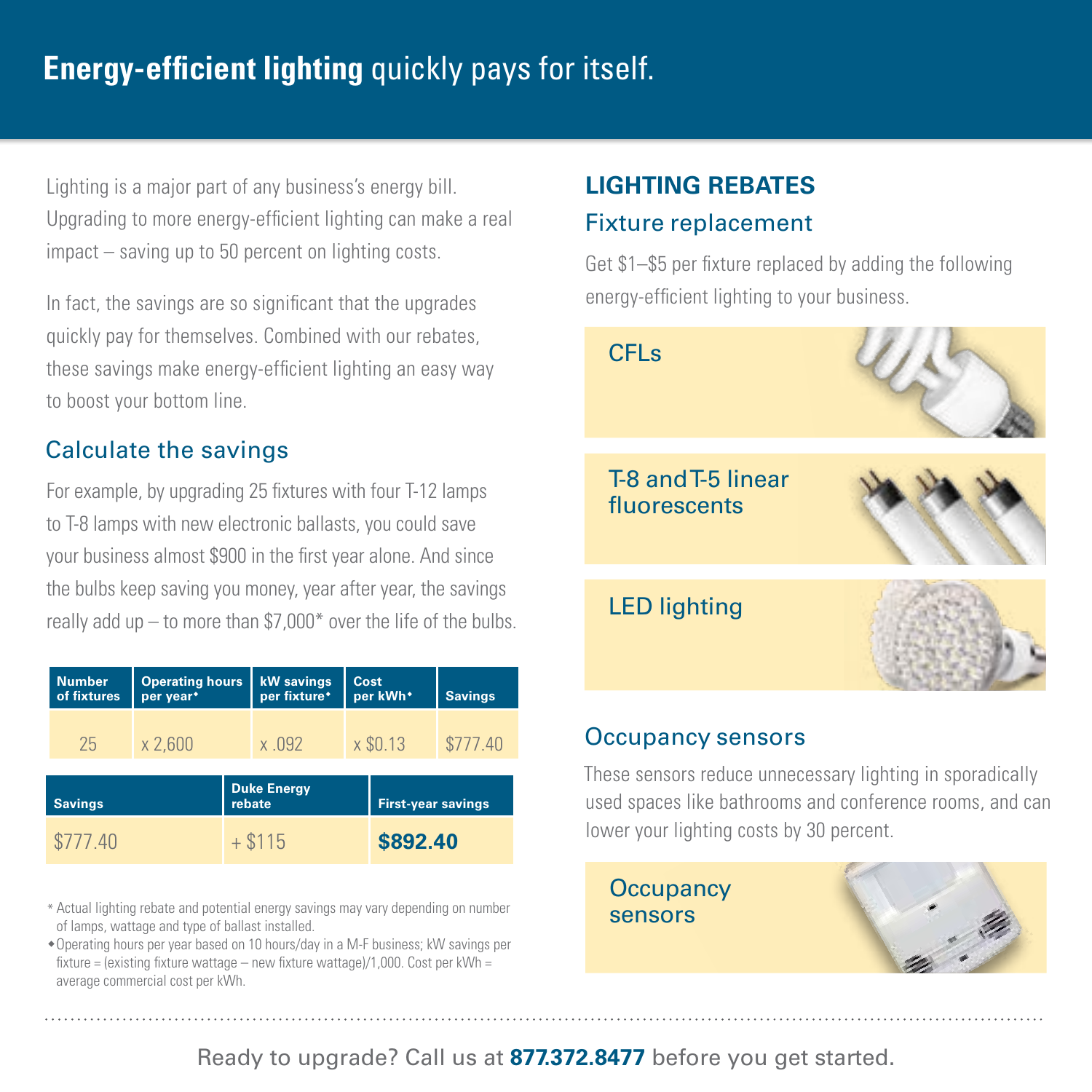# **Energy-efficient lighting** quickly pays for itself.

Lighting is a major part of any business's energy bill. Upgrading to more energy-efficient lighting can make a real impact – saving up to 50 percent on lighting costs.

In fact, the savings are so significant that the upgrades quickly pay for themselves. Combined with our rebates, these savings make energy-efficient lighting an easy way to boost your bottom line.

## Calculate the savings

For example, by upgrading 25 fixtures with four T-12 lamps to T-8 lamps with new electronic ballasts, you could save your business almost $900 in the first year alone. And since the bulbs keep saving you money, year after year, the savings really add up – to more than $7,000* over the life of the bulbs.

| Number of fixtures | Operating hours per year◆ | kW savings per fixture◆ | Cost per kWh◆ | Savings |
|---|---|---|---|---|
| 25 | x 2,600 | x .092 | x $0.13 | $777.40 |

| Savings | Duke Energy rebate | First-year savings |
|---|---|---|
| $777.40 | + $115 | **$892.40** |

\* Actual lighting rebate and potential energy savings may vary depending on number of lamps, wattage and type of ballast installed.

◆ Operating hours per year based on 10 hours/day in a M-F business; kW savings per fixture = (existing fixture wattage – new fixture wattage)/1,000. Cost per kWh = average commercial cost per kWh.

## LIGHTING REBATES

### Fixture replacement

Get $1–$5 per fixture replaced by adding the following energy-efficient lighting to your business.

- CFLs
- T-8 and T-5 linear fluorescents
- LED lighting

### Occupancy sensors

These sensors reduce unnecessary lighting in sporadically used spaces like bathrooms and conference rooms, and can lower your lighting costs by 30 percent.

- Occupancy sensors

Ready to upgrade? Call us at **877.372.8477** before you get started.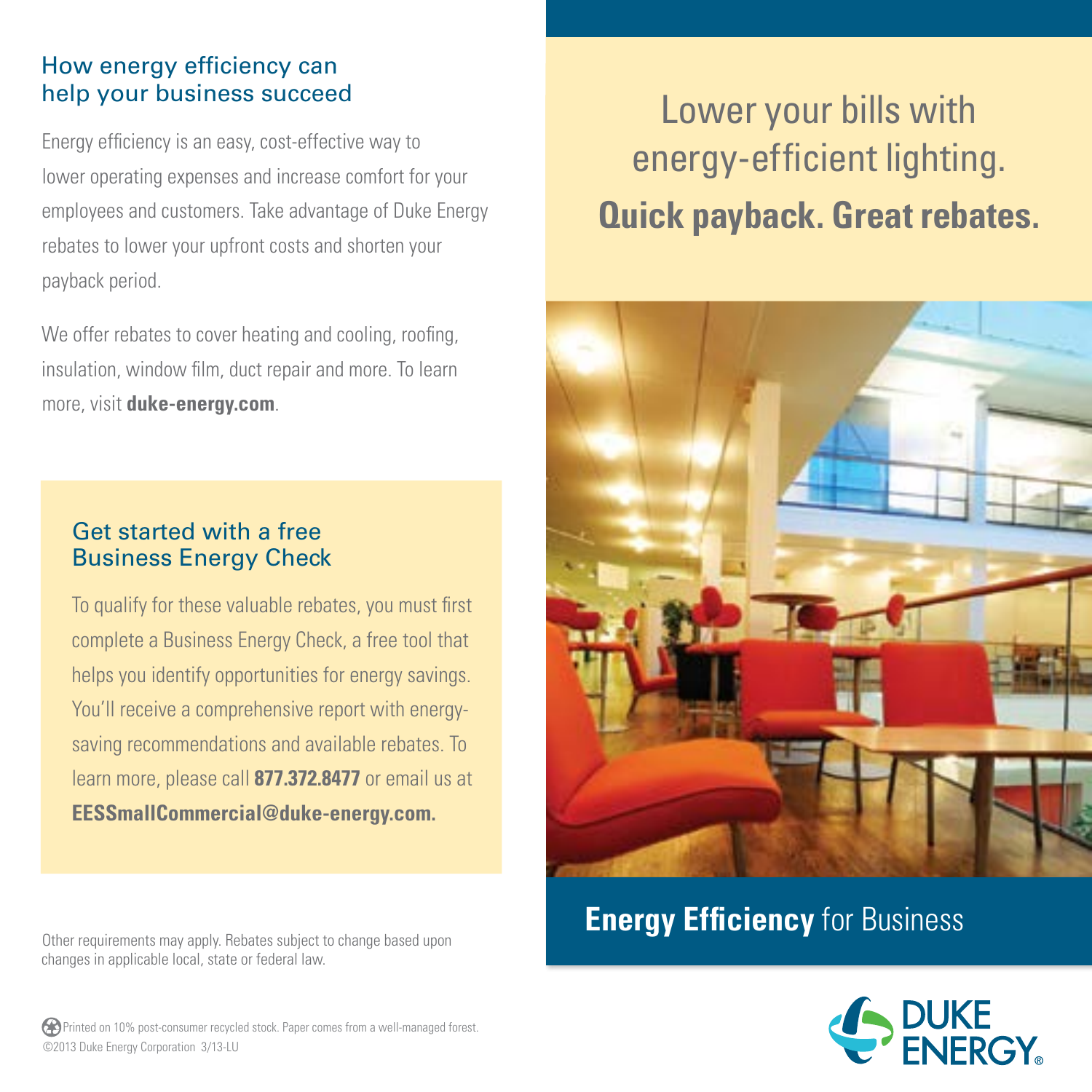## How energy efficiency can help your business succeed

Energy efficiency is an easy, cost-effective way to lower operating expenses and increase comfort for your employees and customers. Take advantage of Duke Energy rebates to lower your upfront costs and shorten your payback period.

We offer rebates to cover heating and cooling, roofing, insulation, window film, duct repair and more. To learn more, visit **duke-energy.com**.

### Get started with a free Business Energy Check

To qualify for these valuable rebates, you must first complete a Business Energy Check, a free tool that helps you identify opportunities for energy savings. You'll receive a comprehensive report with energy-saving recommendations and available rebates. To learn more, please call **877.372.8477** or email us at **EESSmallCommercial@duke-energy.com.**

Other requirements may apply. Rebates subject to change based upon changes in applicable local, state or federal law.

Printed on 10% post-consumer recycled stock. Paper comes from a well-managed forest.
©2013 Duke Energy Corporation 3/13-LU

# Lower your bills with energy-efficient lighting.

## Quick payback. Great rebates.

**Energy Efficiency** for Business

DUKE ENERGY®